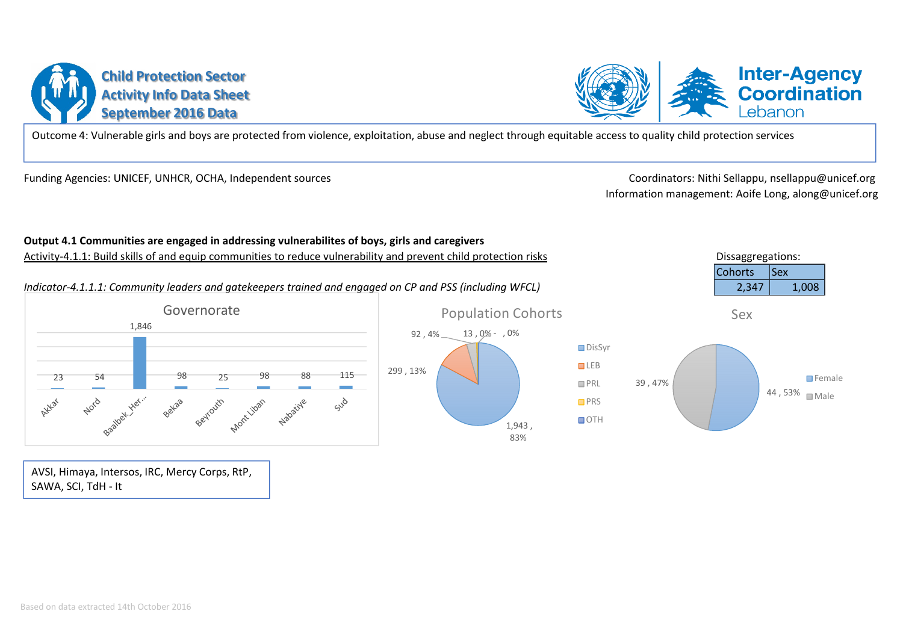# Child Protection Sector
## Activity Info Data Sheet
## September 2016 Data

Inter-Agency Coordination Lebanon

Outcome 4: Vulnerable girls and boys are protected from violence, exploitation, abuse and neglect through equitable access to quality child protection services

Funding Agencies: UNICEF, UNHCR, OCHA, Independent sources

Coordinators: Nithi Sellappu, nsellappu@unicef.org
Information management: Aoife Long, along@unicef.org

**Output 4.1 Communities are engaged in addressing vulnerabilites of boys, girls and caregivers**

Activity-4.1.1: Build skills of and equip communities to reduce vulnerability and prevent child protection risks

*Indicator-4.1.1.1: Community leaders and gatekeepers trained and engaged on CP and PSS (including WFCL)*

Dissaggregations:

| Cohorts | Sex |
|---|---|
| 2,347 | 1,008 |

**Governorate**

| Akkar | Nord | Baalbek_Her... | Bekaa | Beyrouth | Mont Liban | Nabatiye | Sud |
|---|---|---|---|---|---|---|---|
| 23 | 54 | 1,846 | 98 | 25 | 98 | 88 | 115 |

**Population Cohorts**

| DisSyr | LEB | PRL | PRS | OTH |
|---|---|---|---|---|
| 1,943, 83% | 299, 13% | 92, 4% | 13, 0% | -, 0% |

**Sex**

| Female | Male |
|---|---|
| 44, 53% | 39, 47% |

AVSI, Himaya, Intersos, IRC, Mercy Corps, RtP, SAWA, SCI, TdH - It

Based on data extracted 14th October 2016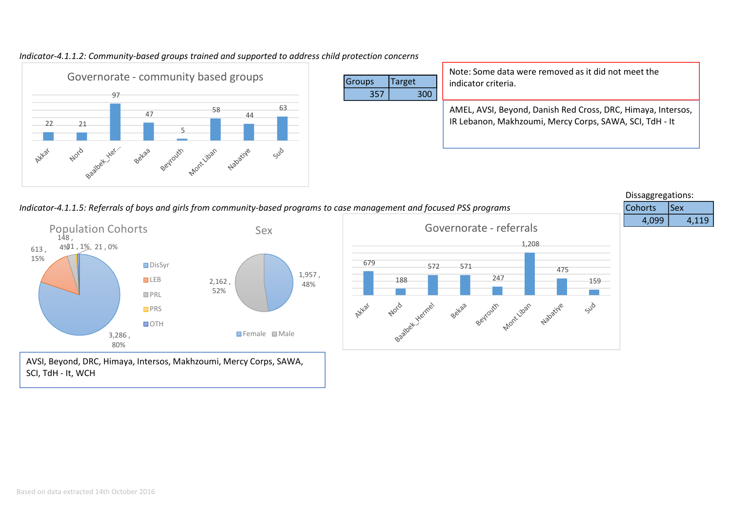*Indicator-4.1.1.2: Community-based groups trained and supported to address child protection concerns*

**Governorate - community based groups**

| Akkar | Nord | Baalbek_Her... | Bekaa | Beyrouth | Mont Liban | Nabatiye | Sud |
|---|---|---|---|---|---|---|---|
| 22 | 21 | 97 | 47 | 5 | 58 | 44 | 63 |

| Groups | Target |
|---|---|
| 357 | 300 |

Note: Some data were removed as it did not meet the indicator criteria.

AMEL, AVSI, Beyond, Danish Red Cross, DRC, Himaya, Intersos, IR Lebanon, Makhzoumi, Mercy Corps, SAWA, SCI, TdH - It

*Indicator-4.1.1.5: Referrals of boys and girls from community-based programs to case management and focused PSS programs*

Dissaggregations:

| Cohorts | Sex |
|---|---|
| 4,099 | 4,119 |

**Population Cohorts**

| Cohort | Value | % |
|---|---|---|
| DisSyr | 3,286 | 80% |
| LEB | 613 | 15% |
| PRL | 148 | 4% |
| PRS | 31 | 1% |
| OTH | 21 | 0% |

**Sex**

| Sex | Value | % |
|---|---|---|
| Female | 1,957 | 48% |
| Male | 2,162 | 52% |

**Governorate - referrals**

| Akkar | Nord | Baalbek_Hermel | Bekaa | Beyrouth | Mont Liban | Nabatiye | Sud |
|---|---|---|---|---|---|---|---|
| 679 | 188 | 572 | 571 | 247 | 1,208 | 475 | 159 |

AVSI, Beyond, DRC, Himaya, Intersos, Makhzoumi, Mercy Corps, SAWA, SCI, TdH - It, WCH

Based on data extracted 14th October 2016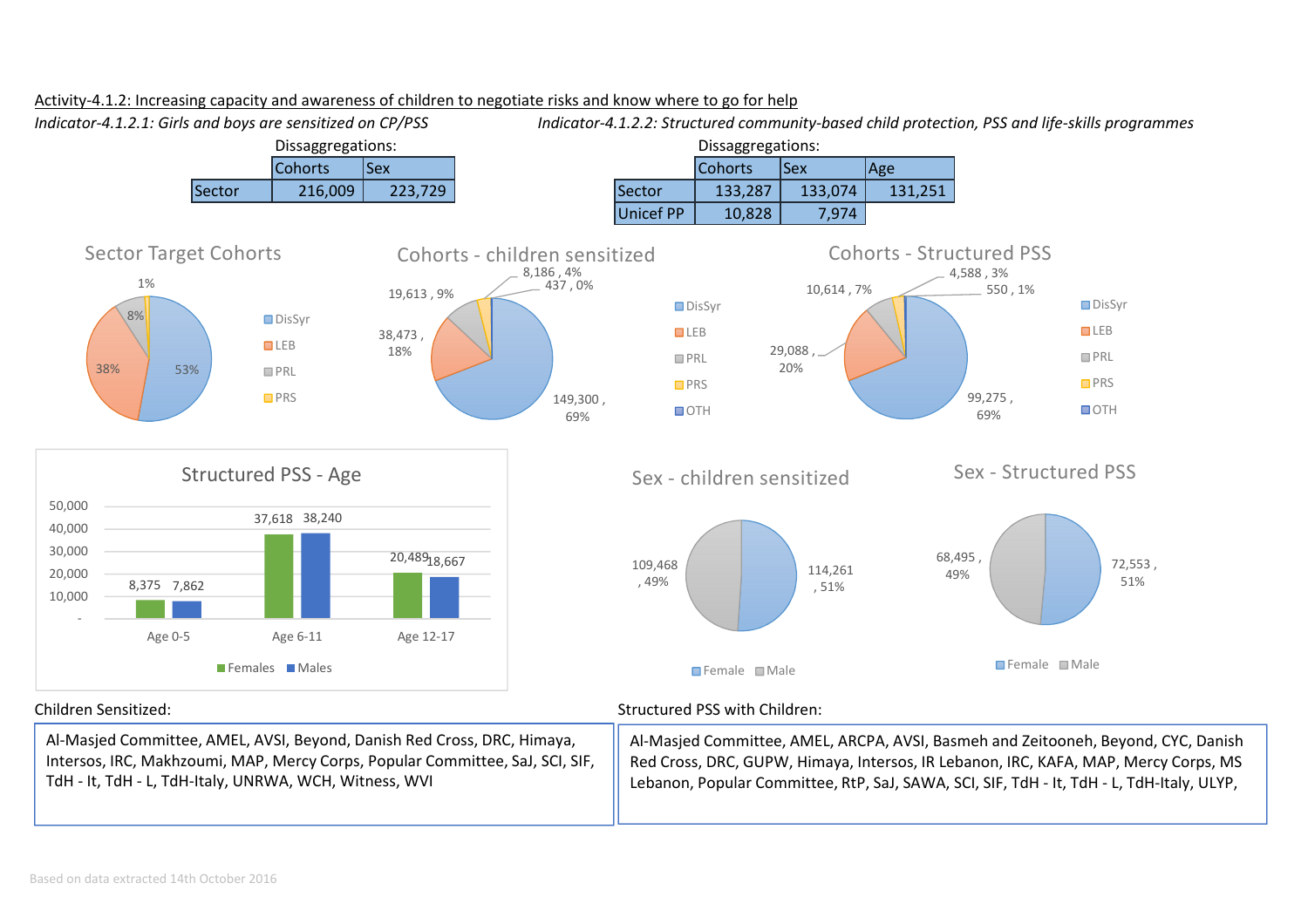Activity-4.1.2: Increasing capacity and awareness of children to negotiate risks and know where to go for help

*Indicator-4.1.2.1: Girls and boys are sensitized on CP/PSS*

Dissaggregations:

| | Cohorts | Sex |
|---|---|---|
| Sector | 216,009 | 223,729 |

*Indicator-4.1.2.2: Structured community-based child protection, PSS and life-skills programmes*

Dissaggregations:

| | Cohorts | Sex | Age |
|---|---|---|---|
| Sector | 133,287 | 133,074 | 131,251 |
| Unicef PP | 10,828 | 7,974 | |

**Sector Target Cohorts**

| Cohort | % |
|---|---|
| DisSyr | 53% |
| LEB | 38% |
| PRL | 8% |
| PRS | 1% |

**Cohorts - children sensitized**

| Cohort | Value |
|---|---|
| DisSyr | 149,300, 69% |
| LEB | 38,473, 18% |
| PRL | 19,613, 9% |
| PRS | 8,186, 4% |
| OTH | 437, 0% |

**Cohorts - Structured PSS**

| Cohort | Value |
|---|---|
| DisSyr | 99,275, 69% |
| LEB | 29,088, 20% |
| PRL | 10,614, 7% |
| PRS | 4,588, 3% |
| OTH | 550, 1% |

**Structured PSS - Age**

| Age | Females | Males |
|---|---|---|
| Age 0-5 | 8,375 | 7,862 |
| Age 6-11 | 37,618 | 38,240 |
| Age 12-17 | 20,489 | 18,667 |

**Sex - children sensitized**

| Sex | Value |
|---|---|
| Female | 114,261, 51% |
| Male | 109,468, 49% |

**Sex - Structured PSS**

| Sex | Value |
|---|---|
| Female | 72,553, 51% |
| Male | 68,495, 49% |

Children Sensitized:

Al-Masjed Committee, AMEL, AVSI, Beyond, Danish Red Cross, DRC, Himaya, Intersos, IRC, Makhzoumi, MAP, Mercy Corps, Popular Committee, SaJ, SCI, SIF, TdH - It, TdH - L, TdH-Italy, UNRWA, WCH, Witness, WVI

Structured PSS with Children:

Al-Masjed Committee, AMEL, ARCPA, AVSI, Basmeh and Zeitooneh, Beyond, CYC, Danish Red Cross, DRC, GUPW, Himaya, Intersos, IR Lebanon, IRC, KAFA, MAP, Mercy Corps, MS Lebanon, Popular Committee, RtP, SaJ, SAWA, SCI, SIF, TdH - It, TdH - L, TdH-Italy, ULYP,

Based on data extracted 14th October 2016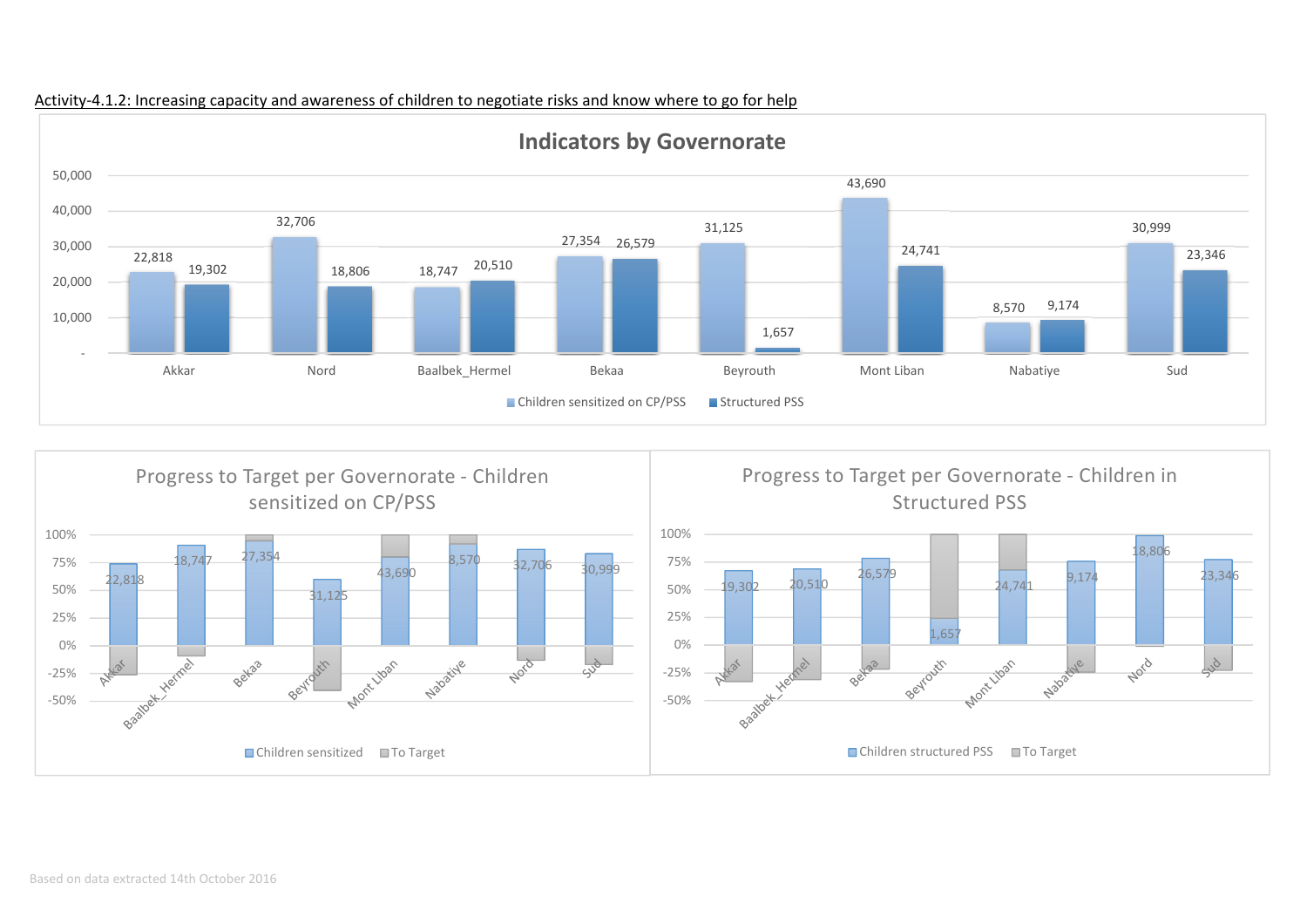Activity-4.1.2: Increasing capacity and awareness of children to negotiate risks and know where to go for help

## Indicators by Governorate

| Governorate | Children sensitized on CP/PSS | Structured PSS |
|---|---|---|
| Akkar | 22,818 | 19,302 |
| Nord | 32,706 | 18,806 |
| Baalbek_Hermel | 18,747 | 20,510 |
| Bekaa | 27,354 | 26,579 |
| Beyrouth | 31,125 | 1,657 |
| Mont Liban | 43,690 | 24,741 |
| Nabatiye | 8,570 | 9,174 |
| Sud | 30,999 | 23,346 |

## Progress to Target per Governorate - Children sensitized on CP/PSS

| Governorate | Children sensitized |
|---|---|
| Akkar | 22,818 |
| Baalbek_Hermel | 18,747 |
| Bekaa | 27,354 |
| Beyrouth | 31,125 |
| Mont Liban | 43,690 |
| Nabatiye | 8,570 |
| Nord | 32,706 |
| Sud | 30,999 |

Legend: Children sensitized, To Target

## Progress to Target per Governorate - Children in Structured PSS

| Governorate | Children structured PSS |
|---|---|
| Akkar | 19,302 |
| Baalbek_Hermel | 20,510 |
| Bekaa | 26,579 |
| Beyrouth | 1,657 |
| Mont Liban | 24,741 |
| Nabatiye | 9,174 |
| Nord | 18,806 |
| Sud | 23,346 |

Legend: Children structured PSS, To Target

Based on data extracted 14th October 2016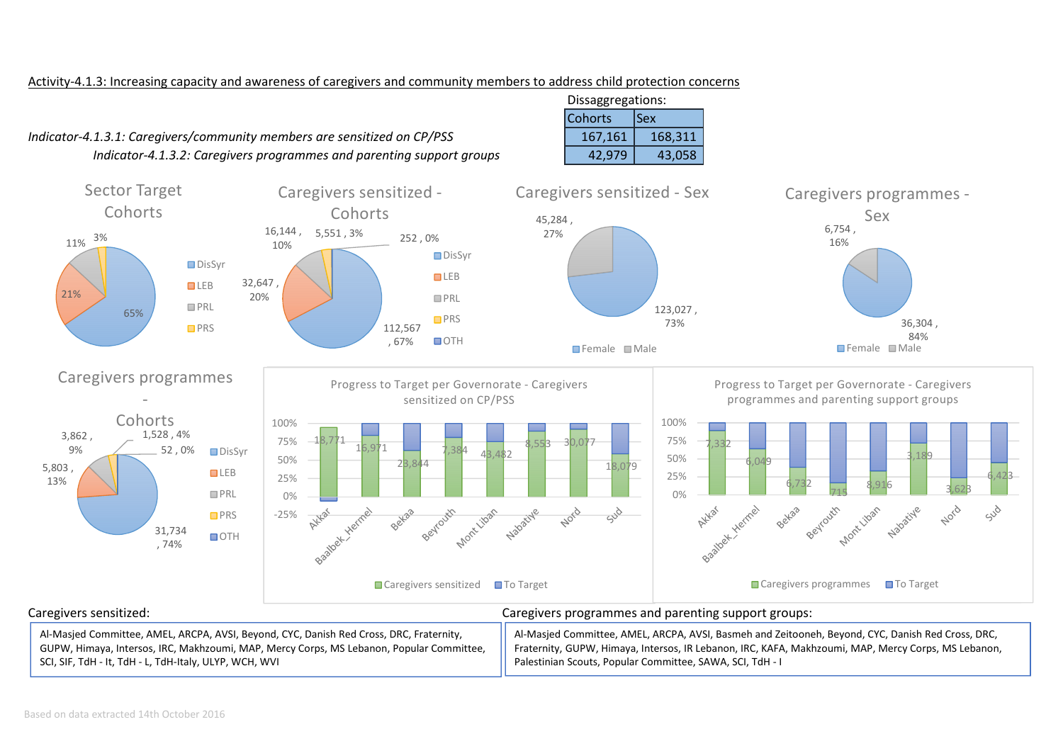Activity-4.1.3: Increasing capacity and awareness of caregivers and community members to address child protection concerns

Dissaggregations:

| | Cohorts | Sex |
|---|---|---|
| *Indicator-4.1.3.1: Caregivers/community members are sensitized on CP/PSS* | 167,161 | 168,311 |
| *Indicator-4.1.3.2: Caregivers programmes and parenting support groups* | 42,979 | 43,058 |

**Sector Target Cohorts**

- DisSyr: 65%
- LEB: 21%
- PRL: 11%
- PRS: 3%

**Caregivers sensitized - Cohorts**

- DisSyr: 112,567, 67%
- LEB: 32,647, 20%
- PRL: 16,144, 10%
- PRS: 5,551, 3%
- OTH: 252, 0%

**Caregivers sensitized - Sex**

- Female: 123,027, 73%
- Male: 45,284, 27%

**Caregivers programmes - Sex**

- Female: 36,304, 84%
- Male: 6,754, 16%

**Caregivers programmes - Cohorts**

- DisSyr: 31,734, 74%
- LEB: 5,803, 13%
- PRL: 3,862, 9%
- PRS: 1,528, 4%
- OTH: 52, 0%

**Progress to Target per Governorate - Caregivers sensitized on CP/PSS**

| Governorate | Caregivers sensitized |
|---|---|
| Akkar | 18,771 |
| Baalbek_Hermel | 16,971 |
| Bekaa | 23,844 |
| Beyrouth | 7,384 |
| Mont Liban | 43,482 |
| Nabatiye | 8,553 |
| Nord | 30,077 |
| Sud | 18,079 |

**Progress to Target per Governorate - Caregivers programmes and parenting support groups**

| Governorate | Caregivers programmes |
|---|---|
| Akkar | 7,332 |
| Baalbek_Hermel | 6,049 |
| Bekaa | 6,732 |
| Beyrouth | 715 |
| Mont Liban | 8,916 |
| Nabatiye | 3,189 |
| Nord | 3,623 |
| Sud | 6,423 |

Caregivers sensitized:

Al-Masjed Committee, AMEL, ARCPA, AVSI, Beyond, CYC, Danish Red Cross, DRC, Fraternity, GUPW, Himaya, Intersos, IRC, Makhzoumi, MAP, Mercy Corps, MS Lebanon, Popular Committee, SCI, SIF, TdH - It, TdH - L, TdH-Italy, ULYP, WCH, WVI

Caregivers programmes and parenting support groups:

Al-Masjed Committee, AMEL, ARCPA, AVSI, Basmeh and Zeitooneh, Beyond, CYC, Danish Red Cross, DRC, Fraternity, GUPW, Himaya, Intersos, IR Lebanon, IRC, KAFA, Makhzoumi, MAP, Mercy Corps, MS Lebanon, Palestinian Scouts, Popular Committee, SAWA, SCI, TdH - I

Based on data extracted 14th October 2016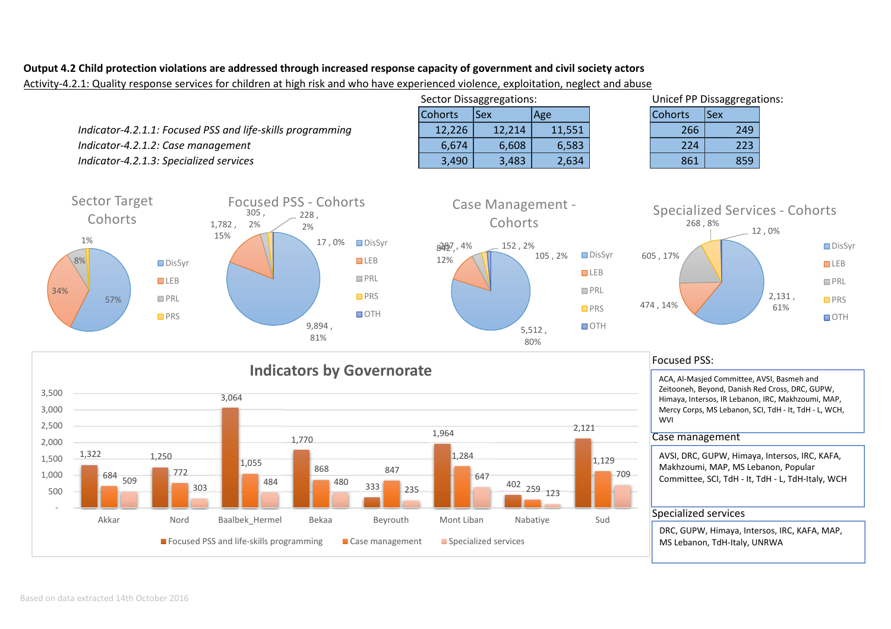**Output 4.2 Child protection violations are addressed through increased response capacity of government and civil society actors**

Activity-4.2.1: Quality response services for children at high risk and who have experienced violence, exploitation, neglect and abuse

| | Sector Dissaggregations: | | | Unicef PP Dissaggregations: | |
|---|---|---|---|---|---|
| | Cohorts | Sex | Age | Cohorts | Sex |
| *Indicator-4.2.1.1: Focused PSS and life-skills programming* | 12,226 | 12,214 | 11,551 | 266 | 249 |
| *Indicator-4.2.1.2: Case management* | 6,674 | 6,608 | 6,583 | 224 | 223 |
| *Indicator-4.2.1.3: Specialized services* | 3,490 | 3,483 | 2,634 | 861 | 859 |

**Sector Target Cohorts**

| | % |
|---|---|
| DisSyr | 57% |
| LEB | 34% |
| PRL | 8% |
| PRS | 1% |

**Focused PSS - Cohorts**

| | Value | % |
|---|---|---|
| DisSyr | 9,894 | 81% |
| LEB | 1,782 | 15% |
| PRL | 305 | 2% |
| PRS | 228 | 2% |
| OTH | 17 | 0% |

**Case Management - Cohorts**

| | Value | % |
|---|---|---|
| DisSyr | 5,512 | 80% |
| LEB | 842 | 12% |
| PRL | 287 | 4% |
| PRS | 152 | 2% |
| OTH | 105 | 2% |

**Specialized Services - Cohorts**

| | Value | % |
|---|---|---|
| DisSyr | 2,131 | 61% |
| LEB | 474 | 14% |
| PRL | 605 | 17% |
| PRS | 268 | 8% |
| OTH | 12 | 0% |

**Indicators by Governorate**

| Governorate | Focused PSS and life-skills programming | Case management | Specialized services |
|---|---|---|---|
| Akkar | 1,322 | 684 | 509 |
| Nord | 1,250 | 772 | 303 |
| Baalbek_Hermel | 3,064 | 1,055 | 484 |
| Bekaa | 1,770 | 868 | 480 |
| Beyrouth | 333 | 847 | 235 |
| Mont Liban | 1,964 | 1,284 | 647 |
| Nabatiye | 402 | 259 | 123 |
| Sud | 2,121 | 1,129 | 709 |

Focused PSS:

ACA, Al-Masjed Committee, AVSI, Basmeh and Zeitooneh, Beyond, Danish Red Cross, DRC, GUPW, Himaya, Intersos, IR Lebanon, IRC, Makhzoumi, MAP, Mercy Corps, MS Lebanon, SCI, TdH - It, TdH - L, WCH, WVI

Case management

AVSI, DRC, GUPW, Himaya, Intersos, IRC, KAFA, Makhzoumi, MAP, MS Lebanon, Popular Committee, SCI, TdH - It, TdH - L, TdH-Italy, WCH

Specialized services

DRC, GUPW, Himaya, Intersos, IRC, KAFA, MAP, MS Lebanon, TdH-Italy, UNRWA

Based on data extracted 14th October 2016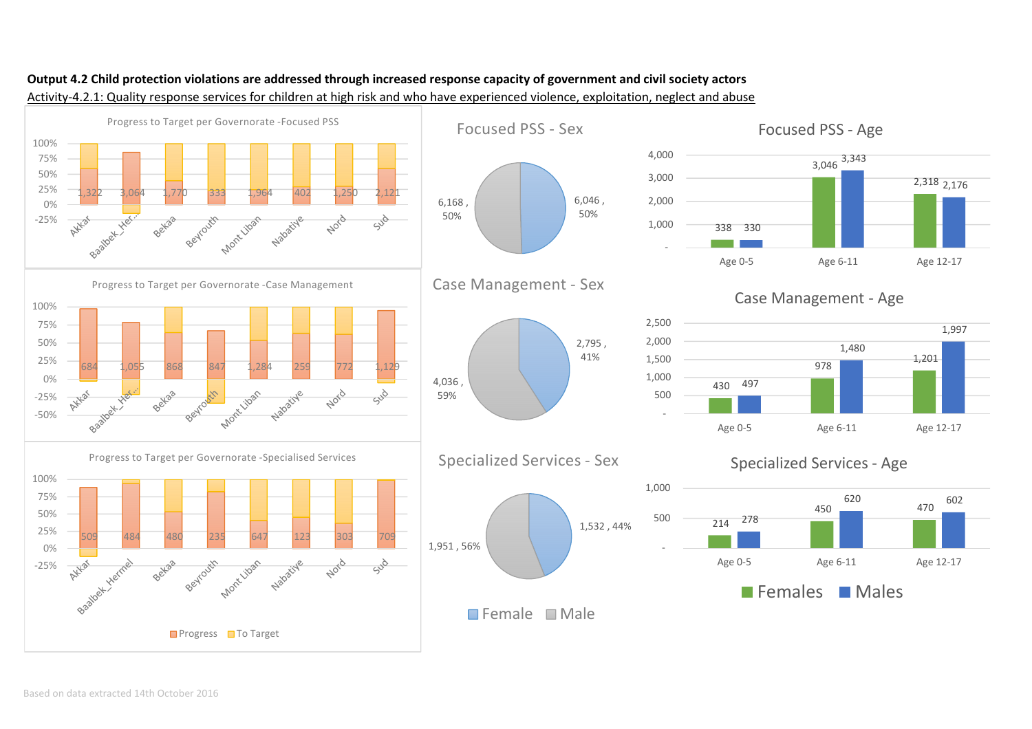**Output 4.2 Child protection violations are addressed through increased response capacity of government and civil society actors**

Activity-4.2.1: Quality response services for children at high risk and who have experienced violence, exploitation, neglect and abuse

**Progress to Target per Governorate -Focused PSS**

| Governorate | Progress |
|---|---|
| Akkar | 1,322 |
| Baalbek_Her... | 3,064 |
| Bekaa | 1,770 |
| Beyrouth | 333 |
| Mont Liban | 1,964 |
| Nabatiye | 402 |
| Nord | 1,250 |
| Sud | 2,121 |

**Progress to Target per Governorate -Case Management**

| Governorate | Progress |
|---|---|
| Akkar | 684 |
| Baalbek_Her... | 1,055 |
| Bekaa | 868 |
| Beyrouth | 847 |
| Mont Liban | 1,284 |
| Nabatiye | 259 |
| Nord | 772 |
| Sud | 1,129 |

**Progress to Target per Governorate -Specialised Services**

| Governorate | Progress |
|---|---|
| Akkar | 509 |
| Baalbek_Hermel | 484 |
| Bekaa | 480 |
| Beyrouth | 235 |
| Mont Liban | 647 |
| Nabatiye | 123 |
| Nord | 303 |
| Sud | 709 |

Progress / To Target

**Focused PSS - Sex**

| Sex | Number | % |
|---|---|---|
| Female | 6,046 | 50% |
| Male | 6,168 | 50% |

**Case Management - Sex**

| Sex | Number | % |
|---|---|---|
| Female | 2,795 | 41% |
| Male | 4,036 | 59% |

**Specialized Services - Sex**

| Sex | Number | % |
|---|---|---|
| Female | 1,532 | 44% |
| Male | 1,951 | 56% |

**Focused PSS - Age**

| Age | Females | Males |
|---|---|---|
| Age 0-5 | 338 | 330 |
| Age 6-11 | 3,046 | 3,343 |
| Age 12-17 | 2,318 | 2,176 |

**Case Management - Age**

| Age | Females | Males |
|---|---|---|
| Age 0-5 | 430 | 497 |
| Age 6-11 | 978 | 1,480 |
| Age 12-17 | 1,201 | 1,997 |

**Specialized Services - Age**

| Age | Females | Males |
|---|---|---|
| Age 0-5 | 214 | 278 |
| Age 6-11 | 450 | 620 |
| Age 12-17 | 470 | 602 |

Based on data extracted 14th October 2016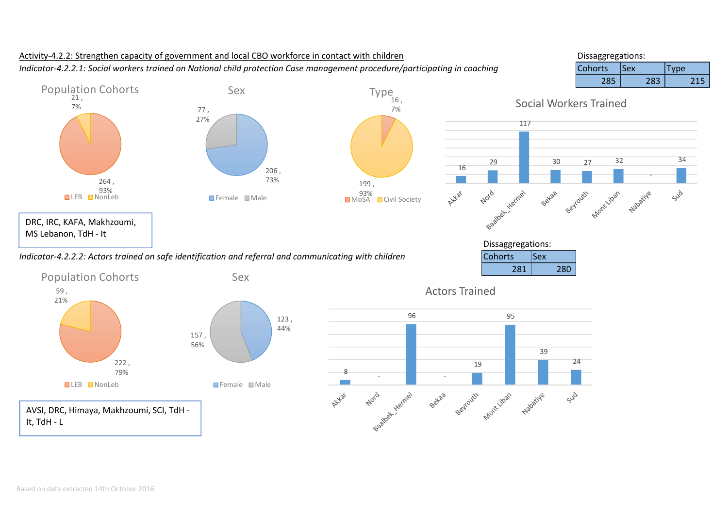Activity-4.2.2: Strengthen capacity of government and local CBO workforce in contact with children

*Indicator-4.2.2.1: Social workers trained on National child protection Case management procedure/participating in coaching*

Dissaggregations:

| Cohorts | Sex | Type |
|---|---|---|
| 285 | 283 | 215 |

**Population Cohorts**

| LEB | NonLeb |
|---|---|
| 264, 93% | 21, 7% |

**Sex**

| Female | Male |
|---|---|
| 206, 73% | 77, 27% |

**Type**

| MoSA | Civil Society |
|---|---|
| 16, 7% | 199, 93% |

**Social Workers Trained**

| Akkar | Nord | Baalbek_Hermel | Bekaa | Beyrouth | Mont Liban | Nabatiye | Sud |
|---|---|---|---|---|---|---|---|
| 16 | 29 | 117 | 30 | 27 | 32 | - | 34 |

DRC, IRC, KAFA, Makhzoumi, MS Lebanon, TdH - It

*Indicator-4.2.2.2: Actors trained on safe identification and referral and communicating with children*

Dissaggregations:

| Cohorts | Sex |
|---|---|
| 281 | 280 |

**Population Cohorts**

| LEB | NonLeb |
|---|---|
| 222, 79% | 59, 21% |

**Sex**

| Female | Male |
|---|---|
| 123, 44% | 157, 56% |

**Actors Trained**

| Akkar | Nord | Baalbek_Hermel | Bekaa | Beyrouth | Mont Liban | Nabatiye | Sud |
|---|---|---|---|---|---|---|---|
| 8 | - | 96 | - | 19 | 95 | 39 | 24 |

AVSI, DRC, Himaya, Makhzoumi, SCI, TdH - It, TdH - L

Based on data extracted 14th October 2016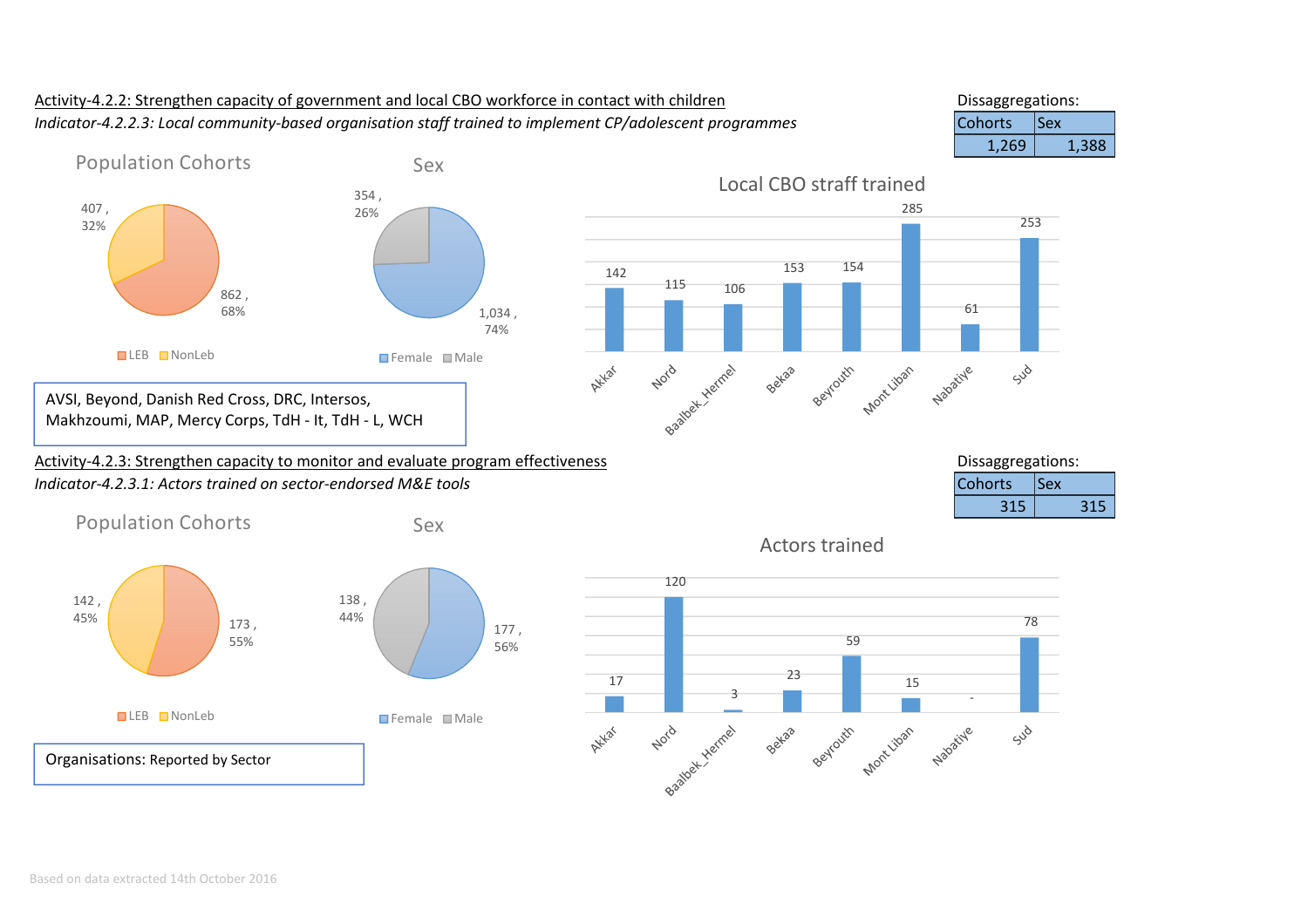Activity-4.2.2: Strengthen capacity of government and local CBO workforce in contact with children

*Indicator-4.2.2.3: Local community-based organisation staff trained to implement CP/adolescent programmes*

Dissaggregations:

| Cohorts | Sex |
|---|---|
| 1,269 | 1,388 |

**Population Cohorts**

| Cohort | Value | % |
|---|---|---|
| LEB | 862 | 68% |
| NonLeb | 407 | 32% |

**Sex**

| Sex | Value | % |
|---|---|---|
| Female | 1,034 | 74% |
| Male | 354 | 26% |

**Local CBO straff trained**

| Akkar | Nord | Baalbek_Hermel | Bekaa | Beyrouth | Mont Liban | Nabatiye | Sud |
|---|---|---|---|---|---|---|---|
| 142 | 115 | 106 | 153 | 154 | 285 | 61 | 253 |

AVSI, Beyond, Danish Red Cross, DRC, Intersos, Makhzoumi, MAP, Mercy Corps, TdH - It, TdH - L, WCH

Activity-4.2.3: Strengthen capacity to monitor and evaluate program effectiveness

*Indicator-4.2.3.1: Actors trained on sector-endorsed M&E tools*

Dissaggregations:

| Cohorts | Sex |
|---|---|
| 315 | 315 |

**Population Cohorts**

| Cohort | Value | % |
|---|---|---|
| LEB | 173 | 55% |
| NonLeb | 142 | 45% |

**Sex**

| Sex | Value | % |
|---|---|---|
| Female | 177 | 56% |
| Male | 138 | 44% |

**Actors trained**

| Akkar | Nord | Baalbek_Hermel | Bekaa | Beyrouth | Mont Liban | Nabatiye | Sud |
|---|---|---|---|---|---|---|---|
| 17 | 120 | 3 | 23 | 59 | 15 | - | 78 |

Organisations: Reported by Sector

Based on data extracted 14th October 2016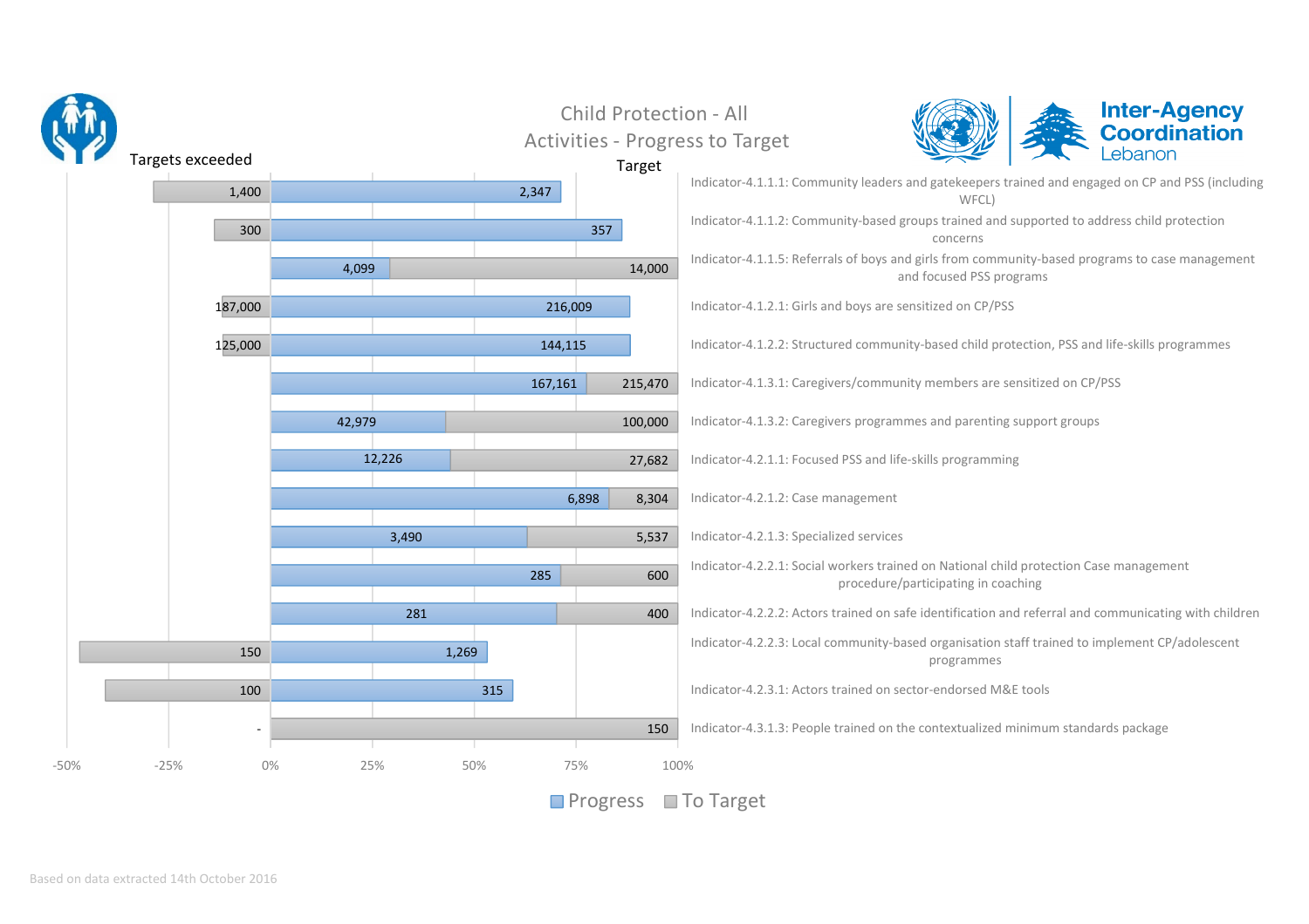# Child Protection - All Activities - Progress to Target

Inter-Agency Coordination Lebanon

Targets exceeded

Target

1,400
2,347
Indicator-4.1.1.1: Community leaders and gatekeepers trained and engaged on CP and PSS (including WFCL)

300
357
Indicator-4.1.1.2: Community-based groups trained and supported to address child protection concerns

4,099
14,000
Indicator-4.1.1.5: Referrals of boys and girls from community-based programs to case management and focused PSS programs

187,000
216,009
Indicator-4.1.2.1: Girls and boys are sensitized on CP/PSS

125,000
144,115
Indicator-4.1.2.2: Structured community-based child protection, PSS and life-skills programmes

167,161
215,470
Indicator-4.1.3.1: Caregivers/community members are sensitized on CP/PSS

42,979
100,000
Indicator-4.1.3.2: Caregivers programmes and parenting support groups

12,226
27,682
Indicator-4.2.1.1: Focused PSS and life-skills programming

6,898
8,304
Indicator-4.2.1.2: Case management

3,490
5,537
Indicator-4.2.1.3: Specialized services

285
600
Indicator-4.2.2.1: Social workers trained on National child protection Case management procedure/participating in coaching

281
400
Indicator-4.2.2.2: Actors trained on safe identification and referral and communicating with children

150
1,269
Indicator-4.2.2.3: Local community-based organisation staff trained to implement CP/adolescent programmes

100
315
Indicator-4.2.3.1: Actors trained on sector-endorsed M&E tools

-
150
Indicator-4.3.1.3: People trained on the contextualized minimum standards package

-50% -25% 0% 25% 50% 75% 100%

Progress ■ To Target

Based on data extracted 14th October 2016